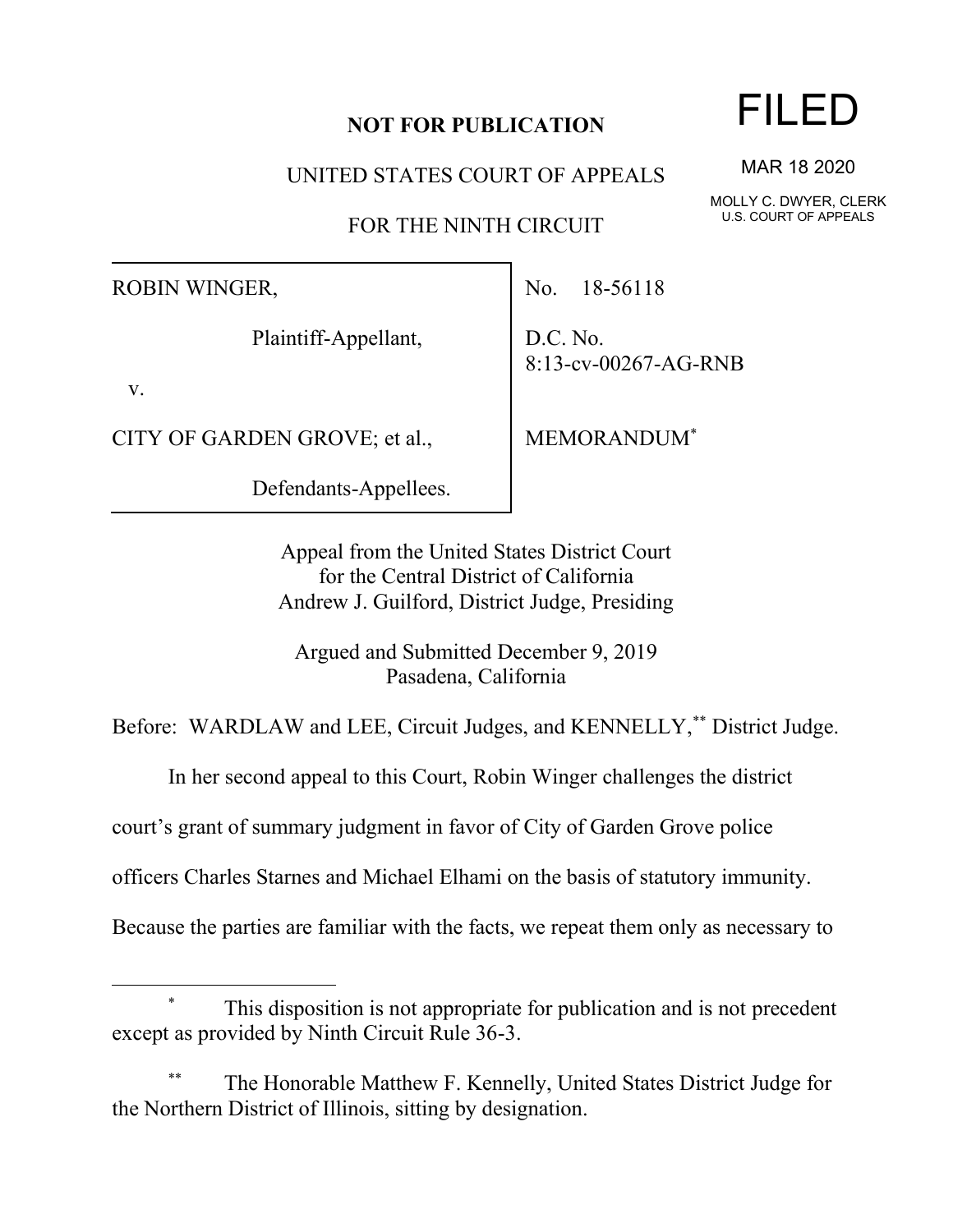**NOT FOR PUBLICATION**

UNITED STATES COURT OF APPEALS

FOR THE NINTH CIRCUIT

FILED

MAR 18 2020

MOLLY C. DWYER, CLERK
U.S. COURT OF APPEALS

| | |
|---|---|
| ROBIN WINGER,<br><br>Plaintiff-Appellant,<br><br>v.<br><br>CITY OF GARDEN GROVE; et al.,<br><br>Defendants-Appellees. | No. 18-56118<br><br>D.C. No.<br>8:13-cv-00267-AG-RNB<br><br>MEMORANDUM[*] |

Appeal from the United States District Court
for the Central District of California
Andrew J. Guilford, District Judge, Presiding

Argued and Submitted December 9, 2019
Pasadena, California

Before: WARDLAW and LEE, Circuit Judges, and KENNELLY,[**] District Judge.

In her second appeal to this Court, Robin Winger challenges the district court's grant of summary judgment in favor of City of Garden Grove police officers Charles Starnes and Michael Elhami on the basis of statutory immunity. Because the parties are familiar with the facts, we repeat them only as necessary to

---

[*] This disposition is not appropriate for publication and is not precedent except as provided by Ninth Circuit Rule 36-3.

[**] The Honorable Matthew F. Kennelly, United States District Judge for the Northern District of Illinois, sitting by designation.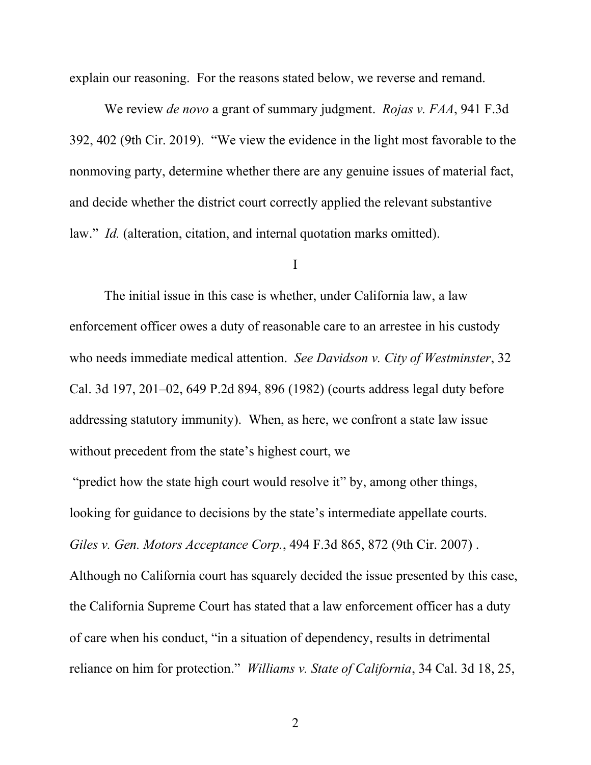explain our reasoning. For the reasons stated below, we reverse and remand.

We review *de novo* a grant of summary judgment. *Rojas v. FAA*, 941 F.3d 392, 402 (9th Cir. 2019). "We view the evidence in the light most favorable to the nonmoving party, determine whether there are any genuine issues of material fact, and decide whether the district court correctly applied the relevant substantive law." *Id.* (alteration, citation, and internal quotation marks omitted).

I

The initial issue in this case is whether, under California law, a law enforcement officer owes a duty of reasonable care to an arrestee in his custody who needs immediate medical attention. *See Davidson v. City of Westminster*, 32 Cal. 3d 197, 201–02, 649 P.2d 894, 896 (1982) (courts address legal duty before addressing statutory immunity). When, as here, we confront a state law issue without precedent from the state's highest court, we "predict how the state high court would resolve it" by, among other things, looking for guidance to decisions by the state's intermediate appellate courts. *Giles v. Gen. Motors Acceptance Corp.*, 494 F.3d 865, 872 (9th Cir. 2007) . Although no California court has squarely decided the issue presented by this case, the California Supreme Court has stated that a law enforcement officer has a duty of care when his conduct, "in a situation of dependency, results in detrimental reliance on him for protection." *Williams v. State of California*, 34 Cal. 3d 18, 25,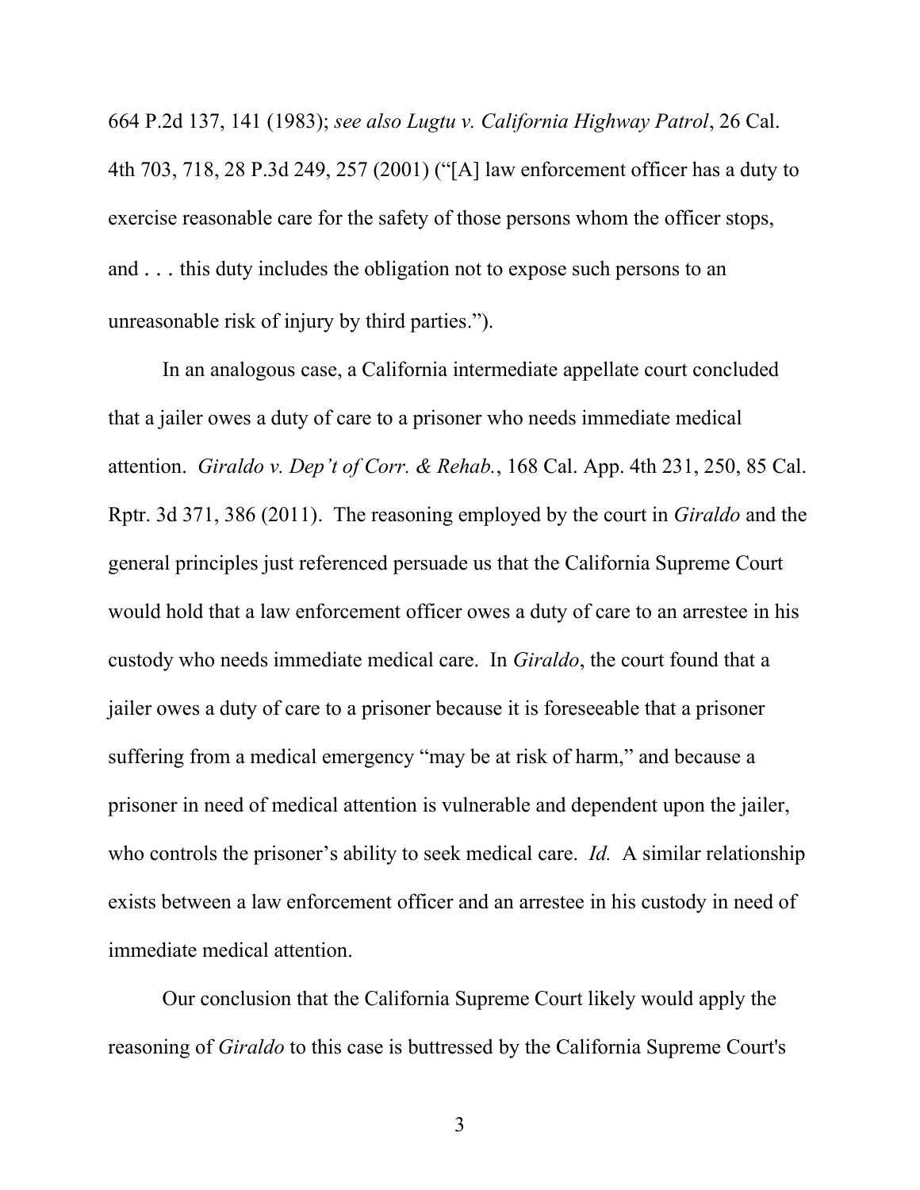664 P.2d 137, 141 (1983); *see also Lugtu v. California Highway Patrol*, 26 Cal. 4th 703, 718, 28 P.3d 249, 257 (2001) ("[A] law enforcement officer has a duty to exercise reasonable care for the safety of those persons whom the officer stops, and . . . this duty includes the obligation not to expose such persons to an unreasonable risk of injury by third parties.").

In an analogous case, a California intermediate appellate court concluded that a jailer owes a duty of care to a prisoner who needs immediate medical attention. *Giraldo v. Dep't of Corr. & Rehab.*, 168 Cal. App. 4th 231, 250, 85 Cal. Rptr. 3d 371, 386 (2011). The reasoning employed by the court in *Giraldo* and the general principles just referenced persuade us that the California Supreme Court would hold that a law enforcement officer owes a duty of care to an arrestee in his custody who needs immediate medical care. In *Giraldo*, the court found that a jailer owes a duty of care to a prisoner because it is foreseeable that a prisoner suffering from a medical emergency "may be at risk of harm," and because a prisoner in need of medical attention is vulnerable and dependent upon the jailer, who controls the prisoner's ability to seek medical care. *Id.* A similar relationship exists between a law enforcement officer and an arrestee in his custody in need of immediate medical attention.

Our conclusion that the California Supreme Court likely would apply the reasoning of *Giraldo* to this case is buttressed by the California Supreme Court's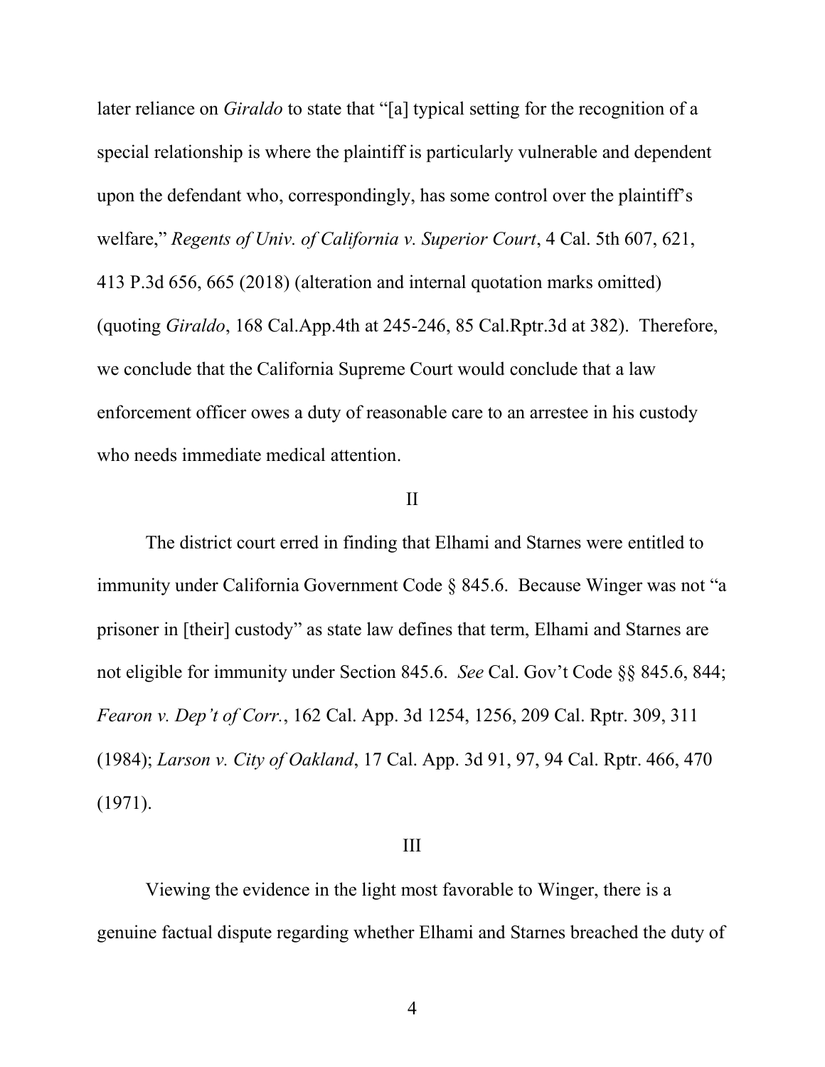later reliance on *Giraldo* to state that "[a] typical setting for the recognition of a special relationship is where the plaintiff is particularly vulnerable and dependent upon the defendant who, correspondingly, has some control over the plaintiff's welfare," *Regents of Univ. of California v. Superior Court*, 4 Cal. 5th 607, 621, 413 P.3d 656, 665 (2018) (alteration and internal quotation marks omitted) (quoting *Giraldo*, 168 Cal.App.4th at 245-246, 85 Cal.Rptr.3d at 382). Therefore, we conclude that the California Supreme Court would conclude that a law enforcement officer owes a duty of reasonable care to an arrestee in his custody who needs immediate medical attention.

II

The district court erred in finding that Elhami and Starnes were entitled to immunity under California Government Code § 845.6. Because Winger was not "a prisoner in [their] custody" as state law defines that term, Elhami and Starnes are not eligible for immunity under Section 845.6. *See* Cal. Gov't Code §§ 845.6, 844; *Fearon v. Dep't of Corr.*, 162 Cal. App. 3d 1254, 1256, 209 Cal. Rptr. 309, 311 (1984); *Larson v. City of Oakland*, 17 Cal. App. 3d 91, 97, 94 Cal. Rptr. 466, 470 (1971).

III

Viewing the evidence in the light most favorable to Winger, there is a genuine factual dispute regarding whether Elhami and Starnes breached the duty of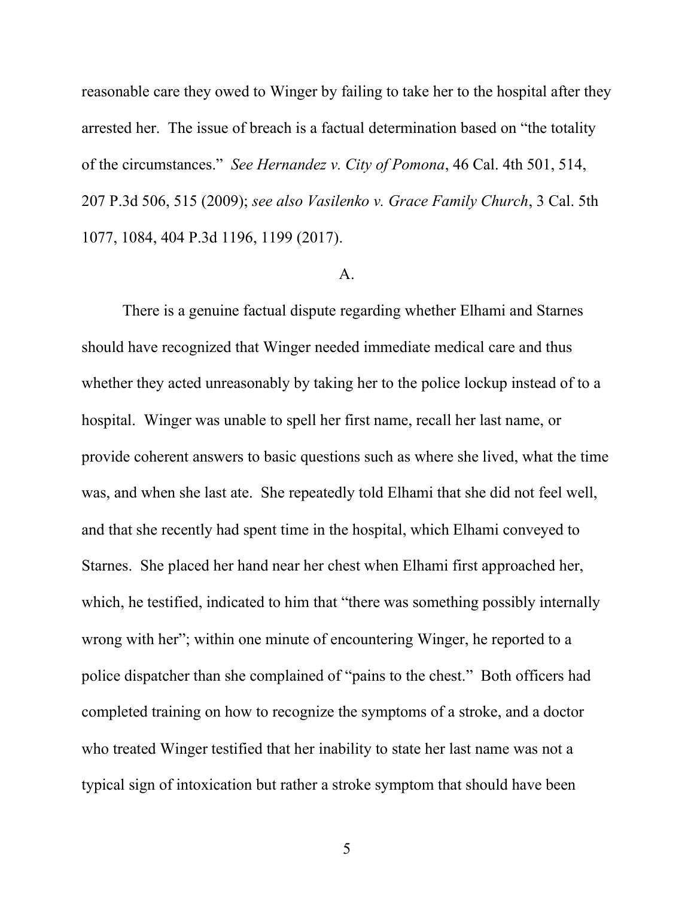reasonable care they owed to Winger by failing to take her to the hospital after they arrested her. The issue of breach is a factual determination based on "the totality of the circumstances." *See Hernandez v. City of Pomona*, 46 Cal. 4th 501, 514, 207 P.3d 506, 515 (2009); *see also Vasilenko v. Grace Family Church*, 3 Cal. 5th 1077, 1084, 404 P.3d 1196, 1199 (2017).

A.

There is a genuine factual dispute regarding whether Elhami and Starnes should have recognized that Winger needed immediate medical care and thus whether they acted unreasonably by taking her to the police lockup instead of to a hospital. Winger was unable to spell her first name, recall her last name, or provide coherent answers to basic questions such as where she lived, what the time was, and when she last ate. She repeatedly told Elhami that she did not feel well, and that she recently had spent time in the hospital, which Elhami conveyed to Starnes. She placed her hand near her chest when Elhami first approached her, which, he testified, indicated to him that "there was something possibly internally wrong with her"; within one minute of encountering Winger, he reported to a police dispatcher than she complained of "pains to the chest." Both officers had completed training on how to recognize the symptoms of a stroke, and a doctor who treated Winger testified that her inability to state her last name was not a typical sign of intoxication but rather a stroke symptom that should have been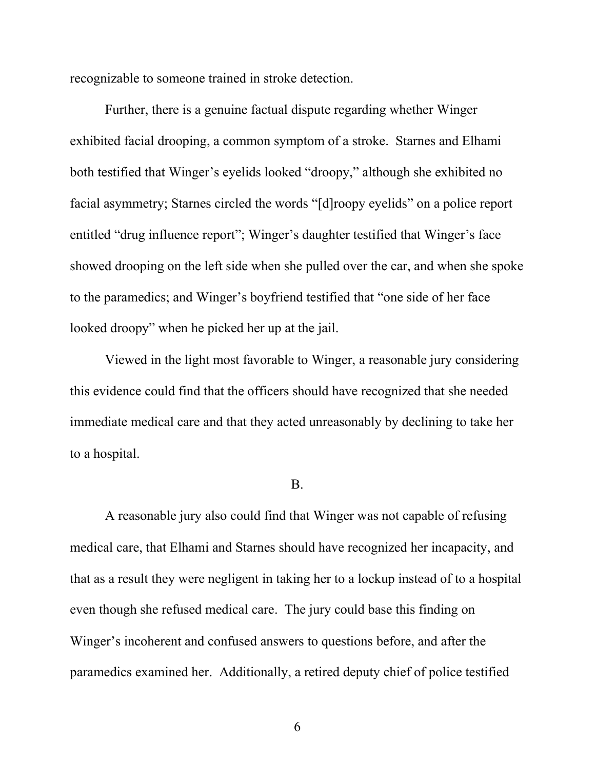recognizable to someone trained in stroke detection.

Further, there is a genuine factual dispute regarding whether Winger exhibited facial drooping, a common symptom of a stroke. Starnes and Elhami both testified that Winger's eyelids looked "droopy," although she exhibited no facial asymmetry; Starnes circled the words "[d]roopy eyelids" on a police report entitled "drug influence report"; Winger's daughter testified that Winger's face showed drooping on the left side when she pulled over the car, and when she spoke to the paramedics; and Winger's boyfriend testified that "one side of her face looked droopy" when he picked her up at the jail.

Viewed in the light most favorable to Winger, a reasonable jury considering this evidence could find that the officers should have recognized that she needed immediate medical care and that they acted unreasonably by declining to take her to a hospital.

B.

A reasonable jury also could find that Winger was not capable of refusing medical care, that Elhami and Starnes should have recognized her incapacity, and that as a result they were negligent in taking her to a lockup instead of to a hospital even though she refused medical care. The jury could base this finding on Winger's incoherent and confused answers to questions before, and after the paramedics examined her. Additionally, a retired deputy chief of police testified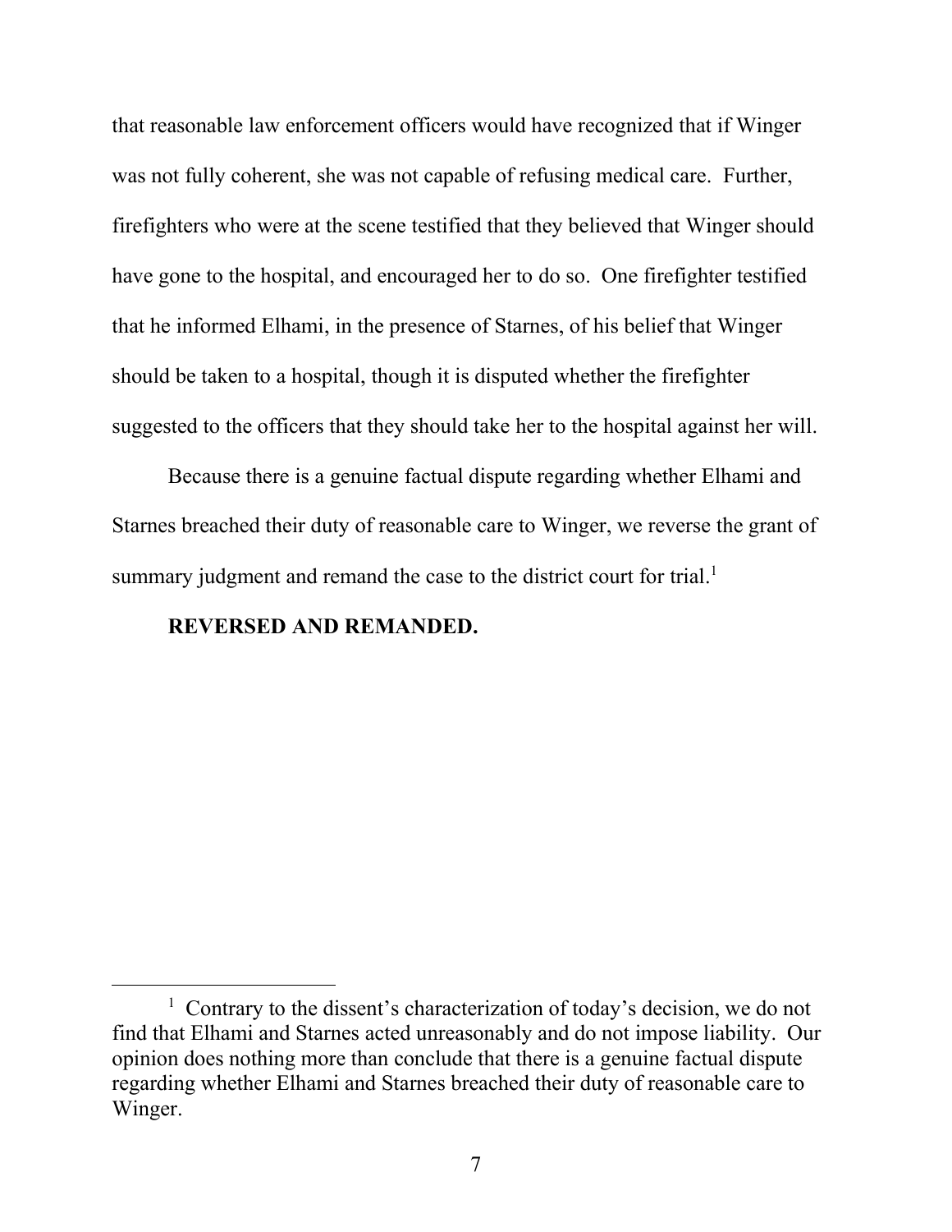that reasonable law enforcement officers would have recognized that if Winger was not fully coherent, she was not capable of refusing medical care. Further, firefighters who were at the scene testified that they believed that Winger should have gone to the hospital, and encouraged her to do so. One firefighter testified that he informed Elhami, in the presence of Starnes, of his belief that Winger should be taken to a hospital, though it is disputed whether the firefighter suggested to the officers that they should take her to the hospital against her will.

Because there is a genuine factual dispute regarding whether Elhami and Starnes breached their duty of reasonable care to Winger, we reverse the grant of summary judgment and remand the case to the district court for trial.[1]

**REVERSED AND REMANDED.**

---

[1] Contrary to the dissent's characterization of today's decision, we do not find that Elhami and Starnes acted unreasonably and do not impose liability. Our opinion does nothing more than conclude that there is a genuine factual dispute regarding whether Elhami and Starnes breached their duty of reasonable care to Winger.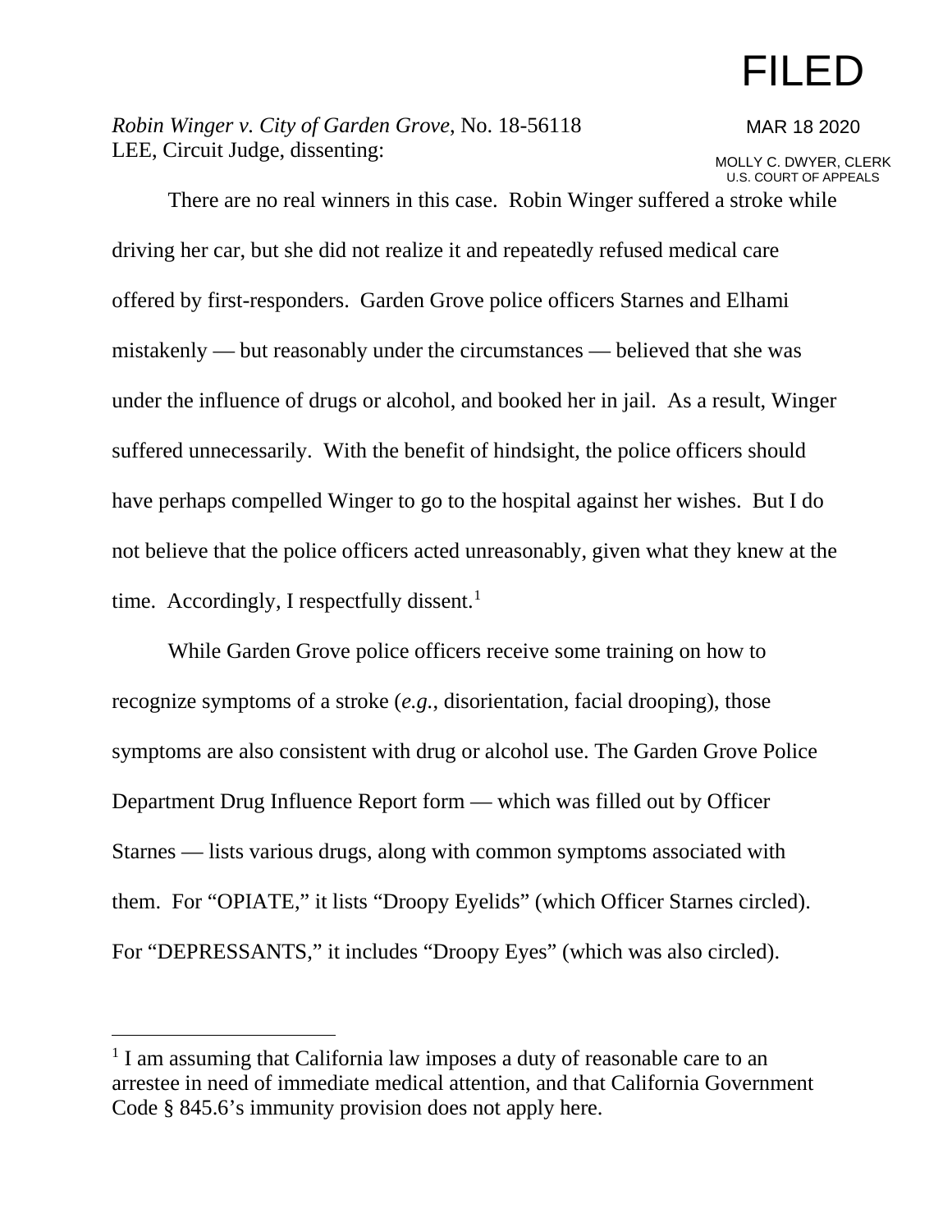FILED

MAR 18 2020

MOLLY C. DWYER, CLERK
U.S. COURT OF APPEALS

*Robin Winger v. City of Garden Grove*, No. 18-56118
LEE, Circuit Judge, dissenting:

There are no real winners in this case. Robin Winger suffered a stroke while driving her car, but she did not realize it and repeatedly refused medical care offered by first-responders. Garden Grove police officers Starnes and Elhami mistakenly — but reasonably under the circumstances — believed that she was under the influence of drugs or alcohol, and booked her in jail. As a result, Winger suffered unnecessarily. With the benefit of hindsight, the police officers should have perhaps compelled Winger to go to the hospital against her wishes. But I do not believe that the police officers acted unreasonably, given what they knew at the time. Accordingly, I respectfully dissent.[1]

While Garden Grove police officers receive some training on how to recognize symptoms of a stroke (*e.g.*, disorientation, facial drooping), those symptoms are also consistent with drug or alcohol use. The Garden Grove Police Department Drug Influence Report form — which was filled out by Officer Starnes — lists various drugs, along with common symptoms associated with them. For "OPIATE," it lists "Droopy Eyelids" (which Officer Starnes circled). For "DEPRESSANTS," it includes "Droopy Eyes" (which was also circled).

[1] I am assuming that California law imposes a duty of reasonable care to an arrestee in need of immediate medical attention, and that California Government Code § 845.6's immunity provision does not apply here.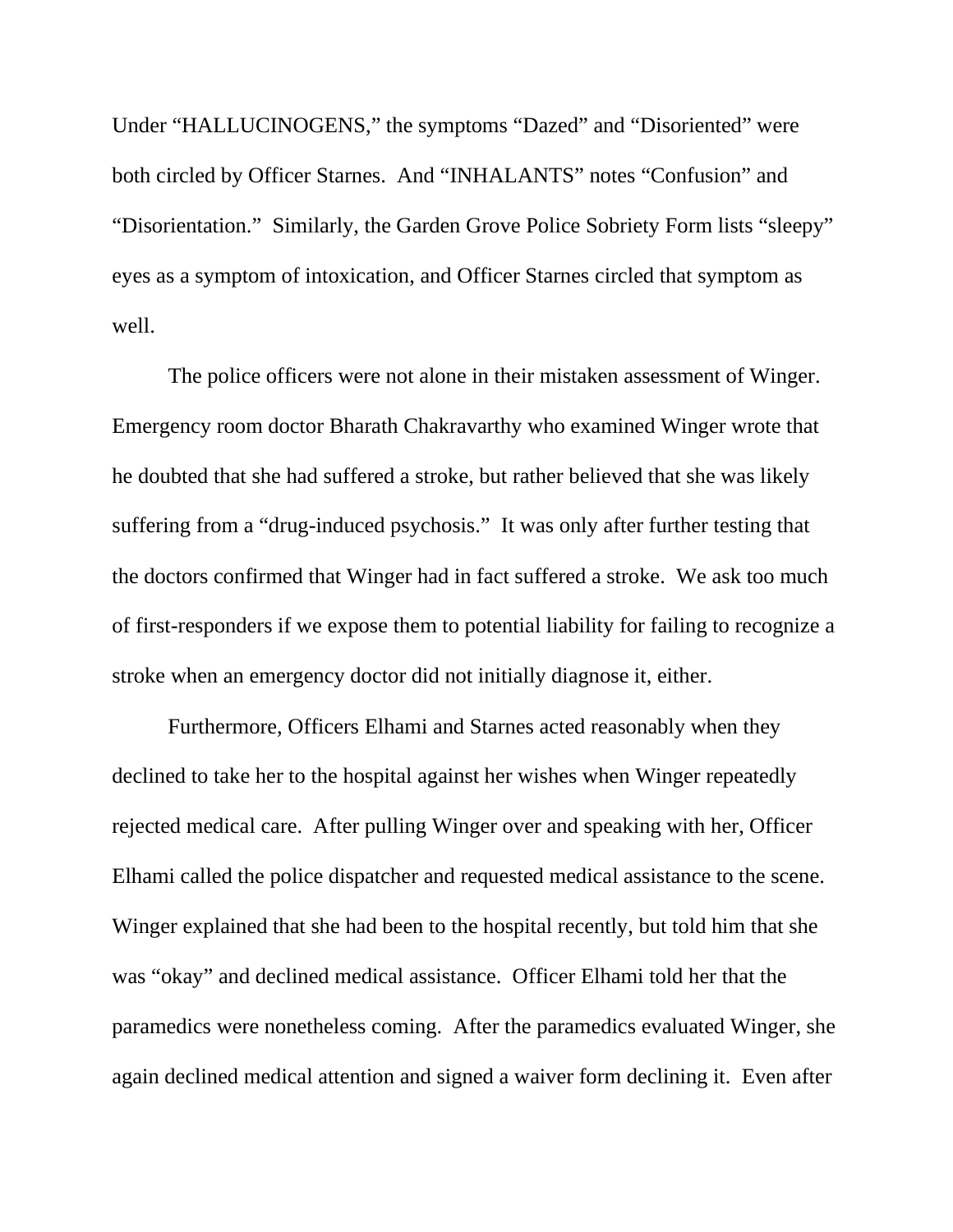Under "HALLUCINOGENS," the symptoms "Dazed" and "Disoriented" were both circled by Officer Starnes. And "INHALANTS" notes "Confusion" and "Disorientation." Similarly, the Garden Grove Police Sobriety Form lists "sleepy" eyes as a symptom of intoxication, and Officer Starnes circled that symptom as well.

The police officers were not alone in their mistaken assessment of Winger. Emergency room doctor Bharath Chakravarthy who examined Winger wrote that he doubted that she had suffered a stroke, but rather believed that she was likely suffering from a "drug-induced psychosis." It was only after further testing that the doctors confirmed that Winger had in fact suffered a stroke. We ask too much of first-responders if we expose them to potential liability for failing to recognize a stroke when an emergency doctor did not initially diagnose it, either.

Furthermore, Officers Elhami and Starnes acted reasonably when they declined to take her to the hospital against her wishes when Winger repeatedly rejected medical care. After pulling Winger over and speaking with her, Officer Elhami called the police dispatcher and requested medical assistance to the scene. Winger explained that she had been to the hospital recently, but told him that she was "okay" and declined medical assistance. Officer Elhami told her that the paramedics were nonetheless coming. After the paramedics evaluated Winger, she again declined medical attention and signed a waiver form declining it. Even after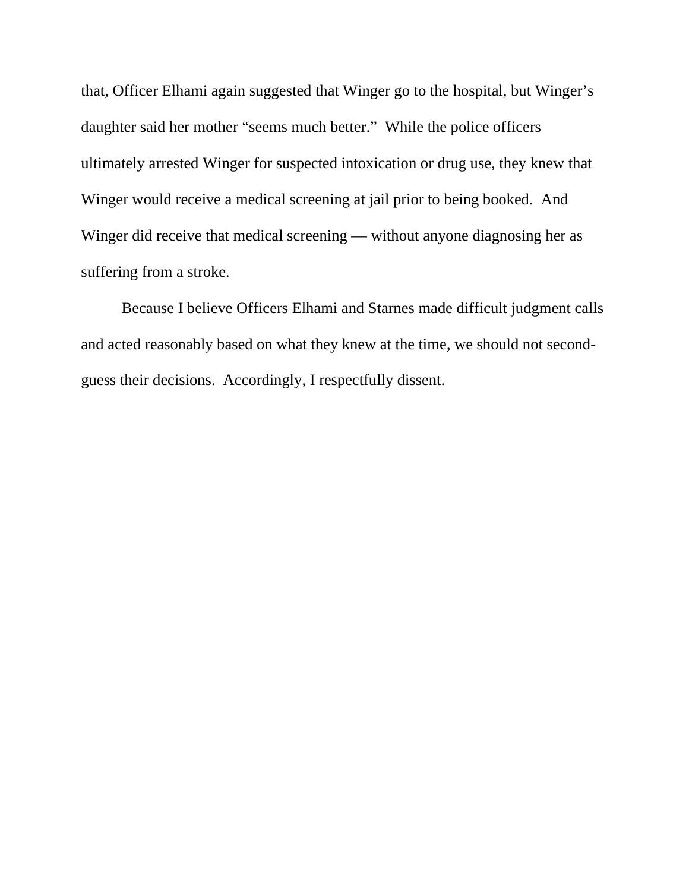that, Officer Elhami again suggested that Winger go to the hospital, but Winger's daughter said her mother "seems much better." While the police officers ultimately arrested Winger for suspected intoxication or drug use, they knew that Winger would receive a medical screening at jail prior to being booked. And Winger did receive that medical screening — without anyone diagnosing her as suffering from a stroke.

Because I believe Officers Elhami and Starnes made difficult judgment calls and acted reasonably based on what they knew at the time, we should not second-guess their decisions. Accordingly, I respectfully dissent.